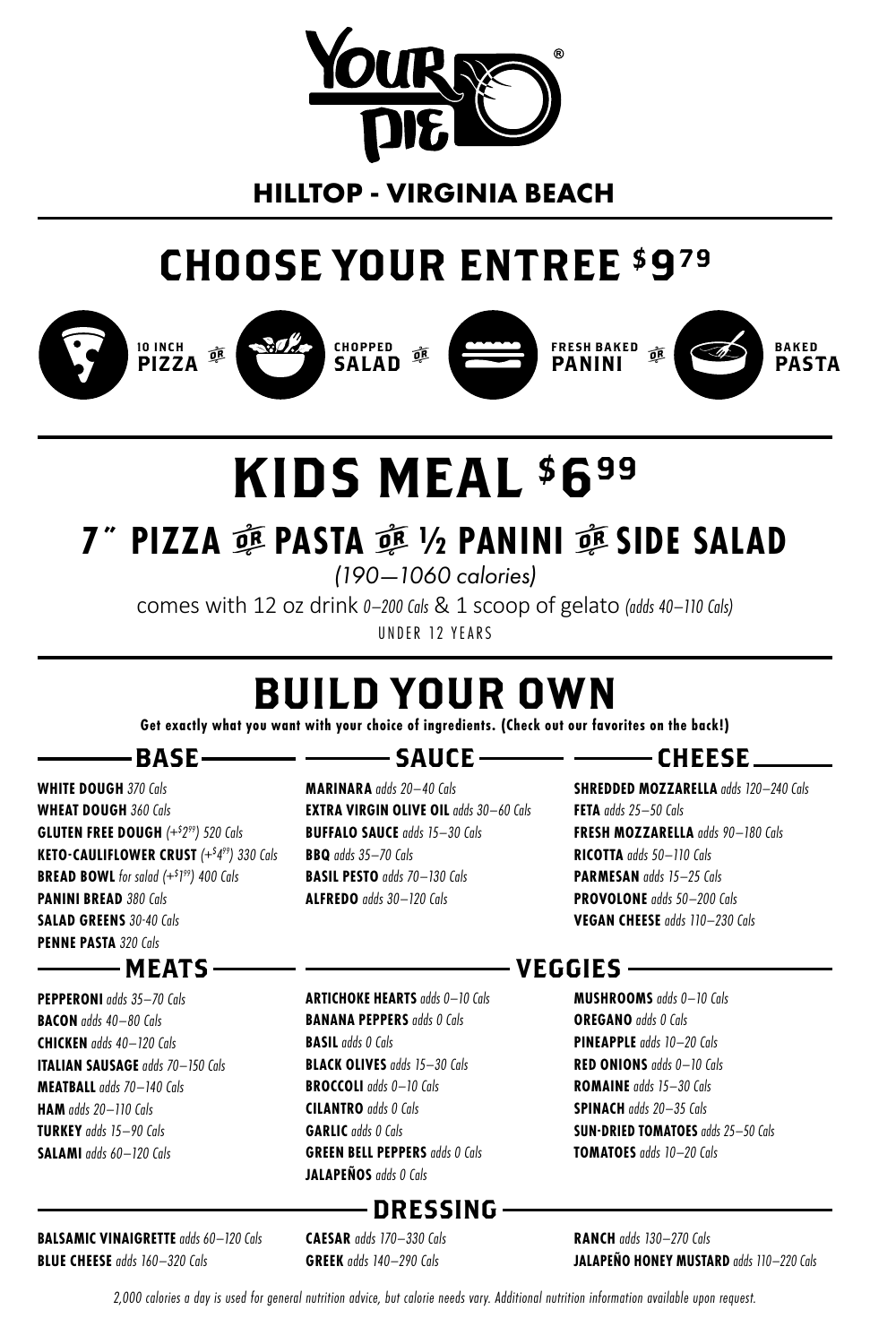# YOUR PIE®

## HILLTOP - VIRGINIA BEACH

# CHOOSE YOUR ENTREE $9.79

10 INCH **PIZZA** OR CHOPPED **SALAD** OR FRESH BAKED **PANINI** OR BAKED **PASTA**

# KIDS MEAL $6.99

## 7" PIZZA OR PASTA OR ½ PANINI OR SIDE SALAD

*(190—1060 calories)*

comes with 12 oz drink *0–200 Cals* & 1 scoop of gelato *(adds 40–110 Cals)*

UNDER 12 YEARS

# BUILD YOUR OWN

**Get exactly what you want with your choice of ingredients. (Check out our favorites on the back!)**

## BASE

**WHITE DOUGH** *370 Cals*
**WHEAT DOUGH** *360 Cals*
**GLUTEN FREE DOUGH** *(+$2.99) 520 Cals*
**KETO-CAULIFLOWER CRUST** *(+$4.99) 330 Cals*
**BREAD BOWL** *for salad (+$1.99) 400 Cals*
**PANINI BREAD** *380 Cals*
**SALAD GREENS** *30-40 Cals*
**PENNE PASTA** *320 Cals*

## SAUCE

**MARINARA** *adds 20–40 Cals*
**EXTRA VIRGIN OLIVE OIL** *adds 30–60 Cals*
**BUFFALO SAUCE** *adds 15–30 Cals*
**BBQ** *adds 35–70 Cals*
**BASIL PESTO** *adds 70–130 Cals*
**ALFREDO** *adds 30–120 Cals*

## CHEESE

**SHREDDED MOZZARELLA** *adds 120–240 Cals*
**FETA** *adds 25–50 Cals*
**FRESH MOZZARELLA** *adds 90–180 Cals*
**RICOTTA** *adds 50–110 Cals*
**PARMESAN** *adds 15–25 Cals*
**PROVOLONE** *adds 50–200 Cals*
**VEGAN CHEESE** *adds 110–230 Cals*

## MEATS

**PEPPERONI** *adds 35–70 Cals*
**BACON** *adds 40–80 Cals*
**CHICKEN** *adds 40–120 Cals*
**ITALIAN SAUSAGE** *adds 70–150 Cals*
**MEATBALL** *adds 70–140 Cals*
**HAM** *adds 20–110 Cals*
**TURKEY** *adds 15–90 Cals*
**SALAMI** *adds 60–120 Cals*

## VEGGIES

**ARTICHOKE HEARTS** *adds 0–10 Cals*
**BANANA PEPPERS** *adds 0 Cals*
**BASIL** *adds 0 Cals*
**BLACK OLIVES** *adds 15–30 Cals*
**BROCCOLI** *adds 0–10 Cals*
**CILANTRO** *adds 0 Cals*
**GARLIC** *adds 0 Cals*
**GREEN BELL PEPPERS** *adds 0 Cals*
**JALAPEÑOS** *adds 0 Cals*
**MUSHROOMS** *adds 0–10 Cals*
**OREGANO** *adds 0 Cals*
**PINEAPPLE** *adds 10–20 Cals*
**RED ONIONS** *adds 0–10 Cals*
**ROMAINE** *adds 15–30 Cals*
**SPINACH** *adds 20–35 Cals*
**SUN-DRIED TOMATOES** *adds 25–50 Cals*
**TOMATOES** *adds 10–20 Cals*

## DRESSING

**BALSAMIC VINAIGRETTE** *adds 60–120 Cals*
**BLUE CHEESE** *adds 160–320 Cals*
**CAESAR** *adds 170–330 Cals*
**GREEK** *adds 140–290 Cals*
**RANCH** *adds 130–270 Cals*
**JALAPEÑO HONEY MUSTARD** *adds 110–220 Cals*

*2,000 calories a day is used for general nutrition advice, but calorie needs vary. Additional nutrition information available upon request.*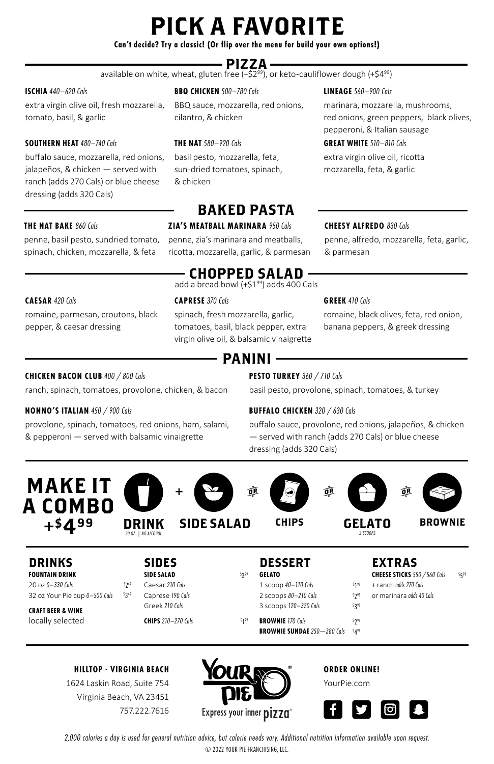# PICK A FAVORITE

**Can't decide? Try a classic! (Or flip over the menu for build your own options!)**

## PIZZA

available on white, wheat, gluten free (+$2.99), or keto-cauliflower dough (+$4.99)

**ISCHIA** *440–620 Cals*
extra virgin olive oil, fresh mozzarella, tomato, basil, & garlic

**SOUTHERN HEAT** *480–740 Cals*
buffalo sauce, mozzarella, red onions, jalapeños, & chicken — served with ranch (adds 270 Cals) or blue cheese dressing (adds 320 Cals)

**BBQ CHICKEN** *500–780 Cals*
BBQ sauce, mozzarella, red onions, cilantro, & chicken

**THE NAT** *580–920 Cals*
basil pesto, mozzarella, feta, sun-dried tomatoes, spinach, & chicken

**LINEAGE** *560–900 Cals*
marinara, mozzarella, mushrooms, red onions, green peppers, black olives, pepperoni, & Italian sausage

**GREAT WHITE** *510–810 Cals*
extra virgin olive oil, ricotta mozzarella, feta, & garlic

## BAKED PASTA

**THE NAT BAKE** *860 Cals*
penne, basil pesto, sundried tomato, spinach, chicken, mozzarella, & feta

**ZIA'S MEATBALL MARINARA** *950 Cals*
penne, zia's marinara and meatballs, ricotta, mozzarella, garlic, & parmesan

**CHEESY ALFREDO** *830 Cals*
penne, alfredo, mozzarella, feta, garlic, & parmesan

## CHOPPED SALAD

add a bread bowl (+$1.99) adds 400 Cals

**CAESAR** *420 Cals*
romaine, parmesan, croutons, black pepper, & caesar dressing

**CAPRESE** *370 Cals*
spinach, fresh mozzarella, garlic, tomatoes, basil, black pepper, extra virgin olive oil, & balsamic vinaigrette

**GREEK** *410 Cals*
romaine, black olives, feta, red onion, banana peppers, & greek dressing

## PANINI

**CHICKEN BACON CLUB** *400 / 800 Cals*
ranch, spinach, tomatoes, provolone, chicken, & bacon

**NONNO'S ITALIAN** *450 / 900 Cals*
provolone, spinach, tomatoes, red onions, ham, salami, & pepperoni — served with balsamic vinaigrette

**PESTO TURKEY** *360 / 710 Cals*
basil pesto, provolone, spinach, tomatoes, & turkey

**BUFFALO CHICKEN** *320 / 630 Cals*
buffalo sauce, provolone, red onions, jalapeños, & chicken — served with ranch (adds 270 Cals) or blue cheese dressing (adds 320 Cals)

## MAKE IT A COMBO +$4.99

DRINK (20 OZ | NO ALCOHOL) + SIDE SALAD OR CHIPS OR GELATO (2 SCOOPS) OR BROWNIE

## DRINKS

**FOUNTAIN DRINK**
20 oz *0–330 Cals* — $2.49
32 oz Your Pie cup *0–500 Cals* — $3.49

**CRAFT BEER & WINE**
locally selected

## SIDES

**SIDE SALAD** — $3.99
Caesar *210 Cals*
Caprese *190 Cals*
Greek *210 Cals*

**CHIPS** *210–270 Cals* — $1.99

## DESSERT

**GELATO**
1 scoop *40–110 Cals* — $1.99
2 scoops *80–210 Cals* — $2.99
3 scoops *120–320 Cals* — $3.99

**BROWNIE** *170 Cals* — $2.99
**BROWNIE SUNDAE** *250—380 Cals* — $4.99

## EXTRAS

**CHEESE STICKS** *550 / 560 Cals* — $5.99
+ ranch *adds 270 Cals*
or marinara *adds 40 Cals*

**HILLTOP - VIRGINIA BEACH**
1624 Laskin Road, Suite 754
Virginia Beach, VA 23451
757.222.7616

YOUR PIE® Express your inner pizza®

**ORDER ONLINE!**
YourPie.com

*2,000 calories a day is used for general nutrition advice, but calorie needs vary. Additional nutrition information available upon request.*

© 2022 YOUR PIE FRANCHISING, LLC.